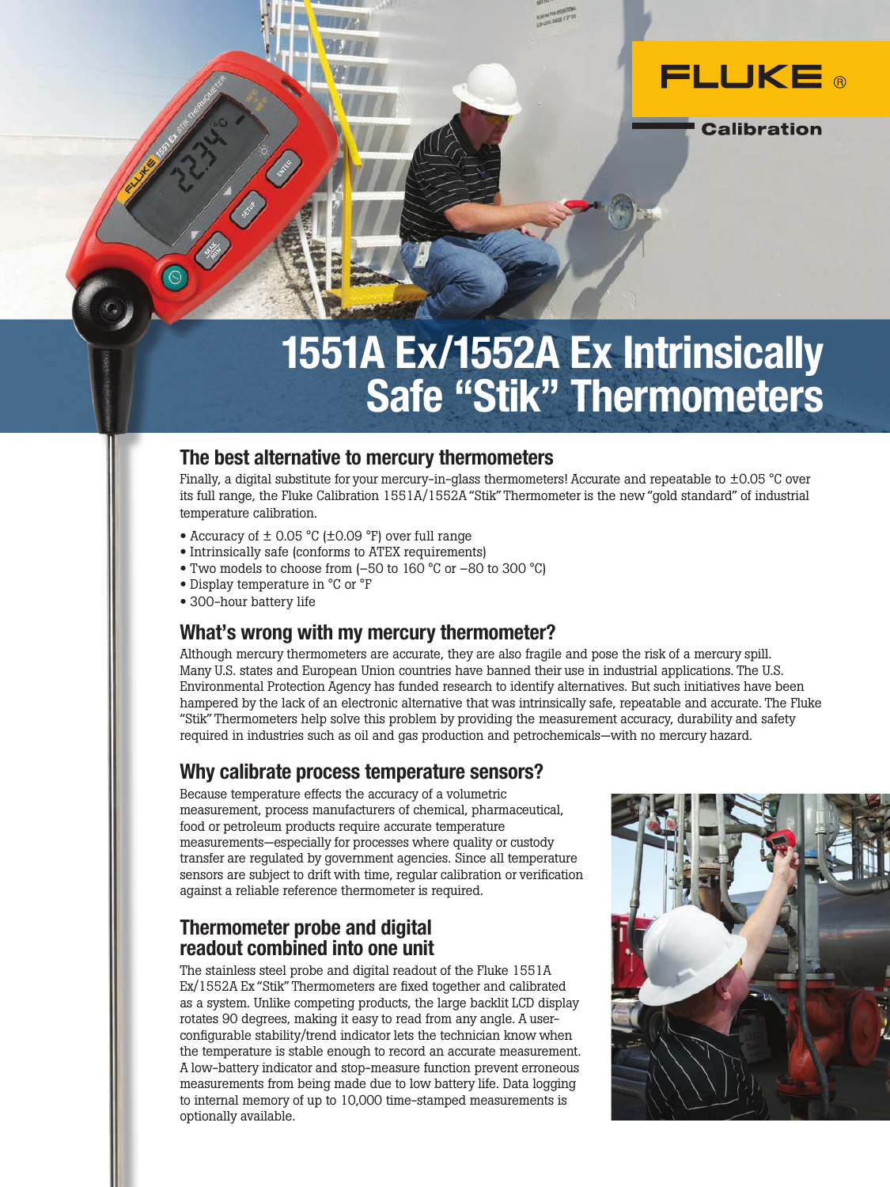FLUKE ®

Calibration

# 1551A Ex/1552A Ex Intrinsically Safe "Stik" Thermometers

## The best alternative to mercury thermometers

Finally, a digital substitute for your mercury-in-glass thermometers! Accurate and repeatable to ±0.05 °C over its full range, the Fluke Calibration 1551A/1552A "Stik" Thermometer is the new "gold standard" of industrial temperature calibration.

- Accuracy of ± 0.05 °C (±0.09 °F) over full range
- Intrinsically safe (conforms to ATEX requirements)
- Two models to choose from (–50 to 160 °C or –80 to 300 °C)
- Display temperature in °C or °F
- 300-hour battery life

## What's wrong with my mercury thermometer?

Although mercury thermometers are accurate, they are also fragile and pose the risk of a mercury spill. Many U.S. states and European Union countries have banned their use in industrial applications. The U.S. Environmental Protection Agency has funded research to identify alternatives. But such initiatives have been hampered by the lack of an electronic alternative that was intrinsically safe, repeatable and accurate. The Fluke "Stik" Thermometers help solve this problem by providing the measurement accuracy, durability and safety required in industries such as oil and gas production and petrochemicals—with no mercury hazard.

## Why calibrate process temperature sensors?

Because temperature effects the accuracy of a volumetric measurement, process manufacturers of chemical, pharmaceutical, food or petroleum products require accurate temperature measurements—especially for processes where quality or custody transfer are regulated by government agencies. Since all temperature sensors are subject to drift with time, regular calibration or verification against a reliable reference thermometer is required.

## Thermometer probe and digital readout combined into one unit

The stainless steel probe and digital readout of the Fluke 1551A Ex/1552A Ex "Stik" Thermometers are fixed together and calibrated as a system. Unlike competing products, the large backlit LCD display rotates 90 degrees, making it easy to read from any angle. A user-configurable stability/trend indicator lets the technician know when the temperature is stable enough to record an accurate measurement. A low-battery indicator and stop-measure function prevent erroneous measurements from being made due to low battery life. Data logging to internal memory of up to 10,000 time-stamped measurements is optionally available.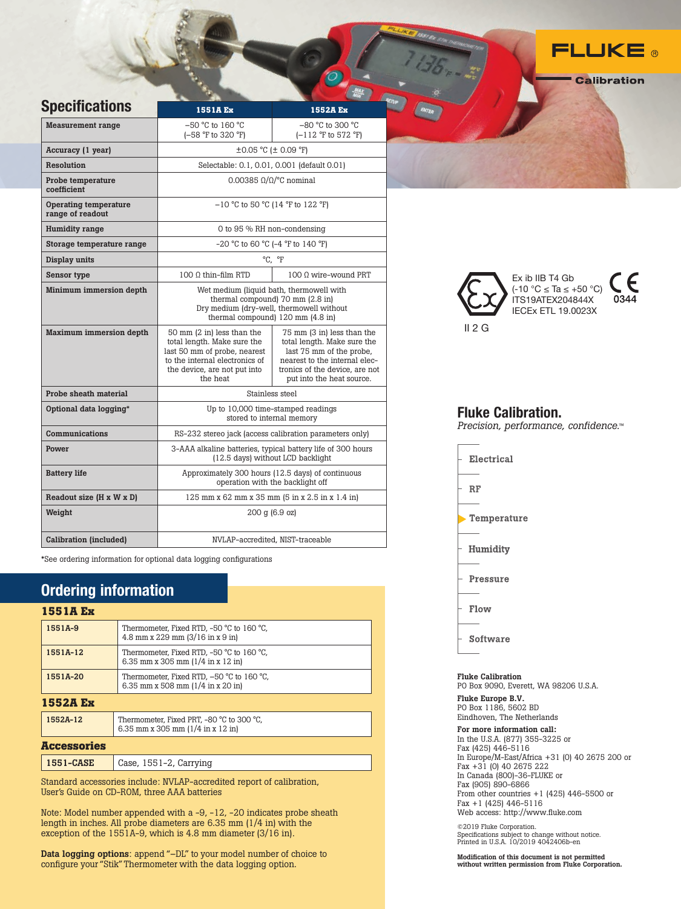## Specifications

| | 1551A Ex | 1552A Ex |
|---|---|---|
| **Measurement range** | –50 °C to 160 °C (–58 °F to 320 °F) | –80 °C to 300 °C (–112 °F to 572 °F) |
| **Accuracy (1 year)** | ±0.05 °C (± 0.09 °F) | |
| **Resolution** | Selectable: 0.1, 0.01, 0.001 (default 0.01) | |
| **Probe temperature coefficient** | 0.00385 Ω/Ω/°C nominal | |
| **Operating temperature range of readout** | –10 °C to 50 °C (14 °F to 122 °F) | |
| **Humidity range** | 0 to 95 % RH non-condensing | |
| **Storage temperature range** | -20 °C to 60 °C (-4 °F to 140 °F) | |
| **Display units** | °C, °F | |
| **Sensor type** | 100 Ω thin-film RTD | 100 Ω wire-wound PRT |
| **Minimum immersion depth** | Wet medium (liquid bath, thermowell with thermal compound) 70 mm (2.8 in) Dry medium (dry-well, thermowell without thermal compound) 120 mm (4.8 in) | |
| **Maximum immersion depth** | 50 mm (2 in) less than the total length. Make sure the last 50 mm of probe, nearest to the internal electronics of the device, are not put into the heat | 75 mm (3 in) less than the total length. Make sure the last 75 mm of the probe, nearest to the internal electronics of the device, are not put into the heat source. |
| **Probe sheath material** | Stainless steel | |
| **Optional data logging*** | Up to 10,000 time-stamped readings stored to internal memory | |
| **Communications** | RS-232 stereo jack (access calibration parameters only) | |
| **Power** | 3-AAA alkaline batteries, typical battery life of 300 hours (12.5 days) without LCD backlight | |
| **Battery life** | Approximately 300 hours (12.5 days) of continuous operation with the backlight off | |
| **Readout size (H x W x D)** | 125 mm x 62 mm x 35 mm (5 in x 2.5 in x 1.4 in) | |
| **Weight** | 200 g (6.9 oz) | |
| **Calibration (included)** | NVLAP-accredited, NIST-traceable | |

*See ordering information for optional data logging configurations

Ex ib IIB T4 Gb
(-10 °C ≤ Ta ≤ +50 °C)
ITS19ATEX204844X
IECEx ETL 19.0023X
II 2 G
0344

## Ordering information

### 1551A Ex

| | |
|---|---|
| 1551A-9 | Thermometer, Fixed RTD, -50 °C to 160 °C, 4.8 mm x 229 mm (3/16 in x 9 in) |
| 1551A-12 | Thermometer, Fixed RTD, -50 °C to 160 °C, 6.35 mm x 305 mm (1/4 in x 12 in) |
| 1551A-20 | Thermometer, Fixed RTD, -50 °C to 160 °C, 6.35 mm x 508 mm (1/4 in x 20 in) |

### 1552A Ex

| | |
|---|---|
| 1552A-12 | Thermometer, Fixed PRT, -80 °C to 300 °C, 6.35 mm x 305 mm (1/4 in x 12 in) |

### Accessories

| | |
|---|---|
| 1551-CASE | Case, 1551-2, Carrying |

Standard accessories include: NVLAP-accredited report of calibration, User's Guide on CD-ROM, three AAA batteries

Note: Model number appended with a -9, -12, -20 indicates probe sheath length in inches. All probe diameters are 6.35 mm (1/4 in) with the exception of the 1551A-9, which is 4.8 mm diameter (3/16 in).

**Data logging options**: append "–DL" to your model number of choice to configure your "Stik" Thermometer with the data logging option.

## Fluke Calibration.

*Precision, performance, confidence.™*

- Electrical
- RF
- Temperature
- Humidity
- Pressure
- Flow
- Software

**Fluke Calibration**
PO Box 9090, Everett, WA 98206 U.S.A.

**Fluke Europe B.V.**
PO Box 1186, 5602 BD
Eindhoven, The Netherlands

**For more information call:**
In the U.S.A. (877) 355-3225 or
Fax (425) 446-5116
In Europe/M-East/Africa +31 (0) 40 2675 200 or
Fax +31 (0) 40 2675 222
In Canada (800)-36-FLUKE or
Fax (905) 890-6866
From other countries +1 (425) 446-5500 or
Fax +1 (425) 446-5116
Web access: http://www.fluke.com

©2019 Fluke Corporation.
Specifications subject to change without notice.
Printed in U.S.A. 10/2019 4042406b-en

**Modification of this document is not permitted without written permission from Fluke Corporation.**